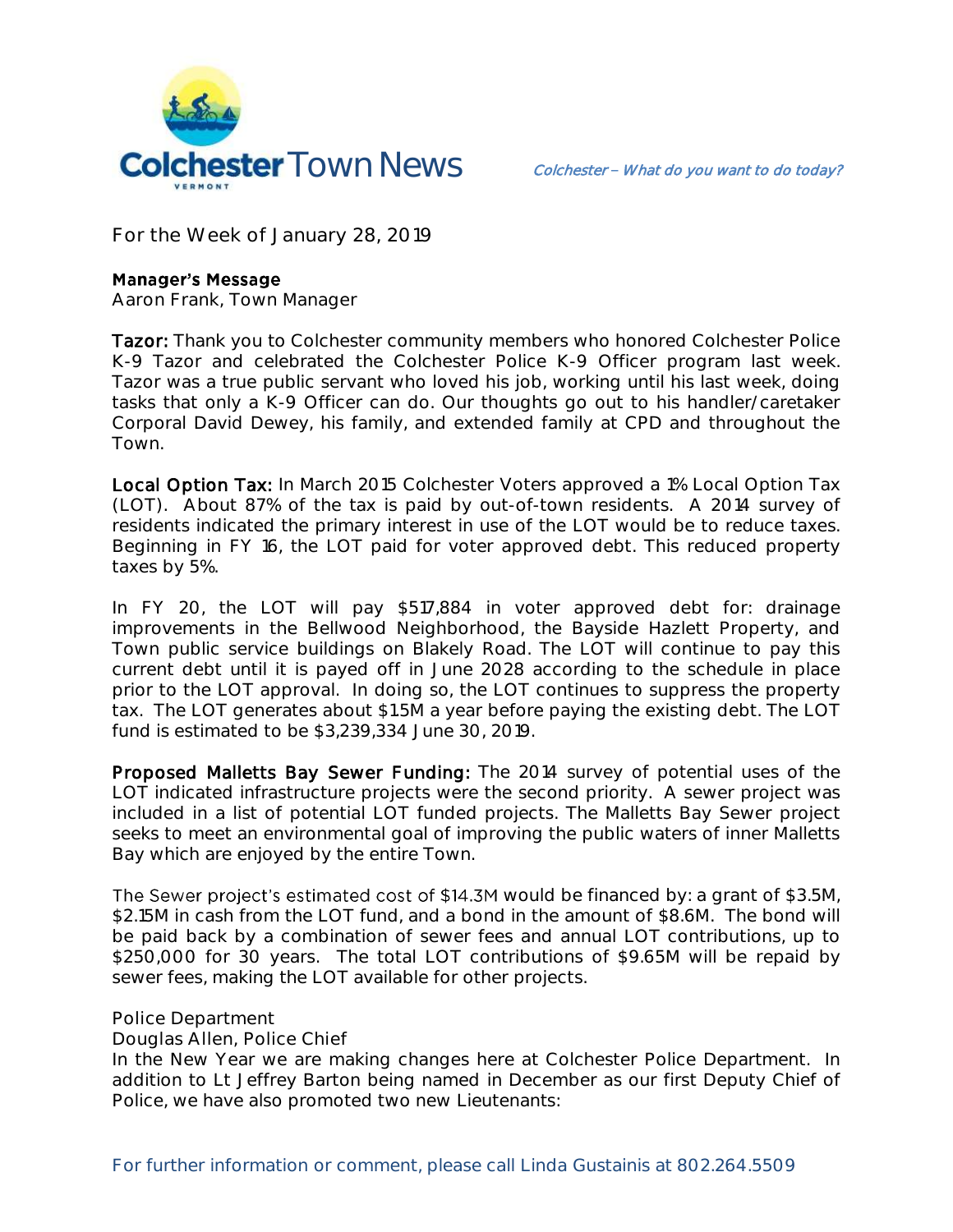# Colchester Town News

*Colchester – What do you want to do today?*

For the Week of January 28, 2019

**Manager's Message**
Aaron Frank, Town Manager

**Tazor:** Thank you to Colchester community members who honored Colchester Police K-9 Tazor and celebrated the Colchester Police K-9 Officer program last week. Tazor was a true public servant who loved his job, working until his last week, doing tasks that only a K-9 Officer can do. Our thoughts go out to his handler/caretaker Corporal David Dewey, his family, and extended family at CPD and throughout the Town.

**Local Option Tax:** In March 2015 Colchester Voters approved a 1% Local Option Tax (LOT). About 87% of the tax is paid by out-of-town residents. A 2014 survey of residents indicated the primary interest in use of the LOT would be to reduce taxes. Beginning in FY 16, the LOT paid for voter approved debt. This reduced property taxes by 5%.

In FY 20, the LOT will pay $517,884 in voter approved debt for: drainage improvements in the Bellwood Neighborhood, the Bayside Hazlett Property, and Town public service buildings on Blakely Road. The LOT will continue to pay this current debt until it is payed off in June 2028 according to the schedule in place prior to the LOT approval. In doing so, the LOT continues to suppress the property tax. The LOT generates about $1.5M a year before paying the existing debt. The LOT fund is estimated to be $3,239,334 June 30, 2019.

**Proposed Malletts Bay Sewer Funding:** The 2014 survey of potential uses of the LOT indicated infrastructure projects were the second priority. A sewer project was included in a list of potential LOT funded projects. The Malletts Bay Sewer project seeks to meet an environmental goal of improving the public waters of inner Malletts Bay which are enjoyed by the entire Town.

The Sewer project's estimated cost of $14.3M would be financed by: a grant of $3.5M, $2.15M in cash from the LOT fund, and a bond in the amount of $8.6M. The bond will be paid back by a combination of sewer fees and annual LOT contributions, up to $250,000 for 30 years. The total LOT contributions of $9.65M will be repaid by sewer fees, making the LOT available for other projects.

Police Department
Douglas Allen, Police Chief
In the New Year we are making changes here at Colchester Police Department. In addition to Lt Jeffrey Barton being named in December as our first Deputy Chief of Police, we have also promoted two new Lieutenants: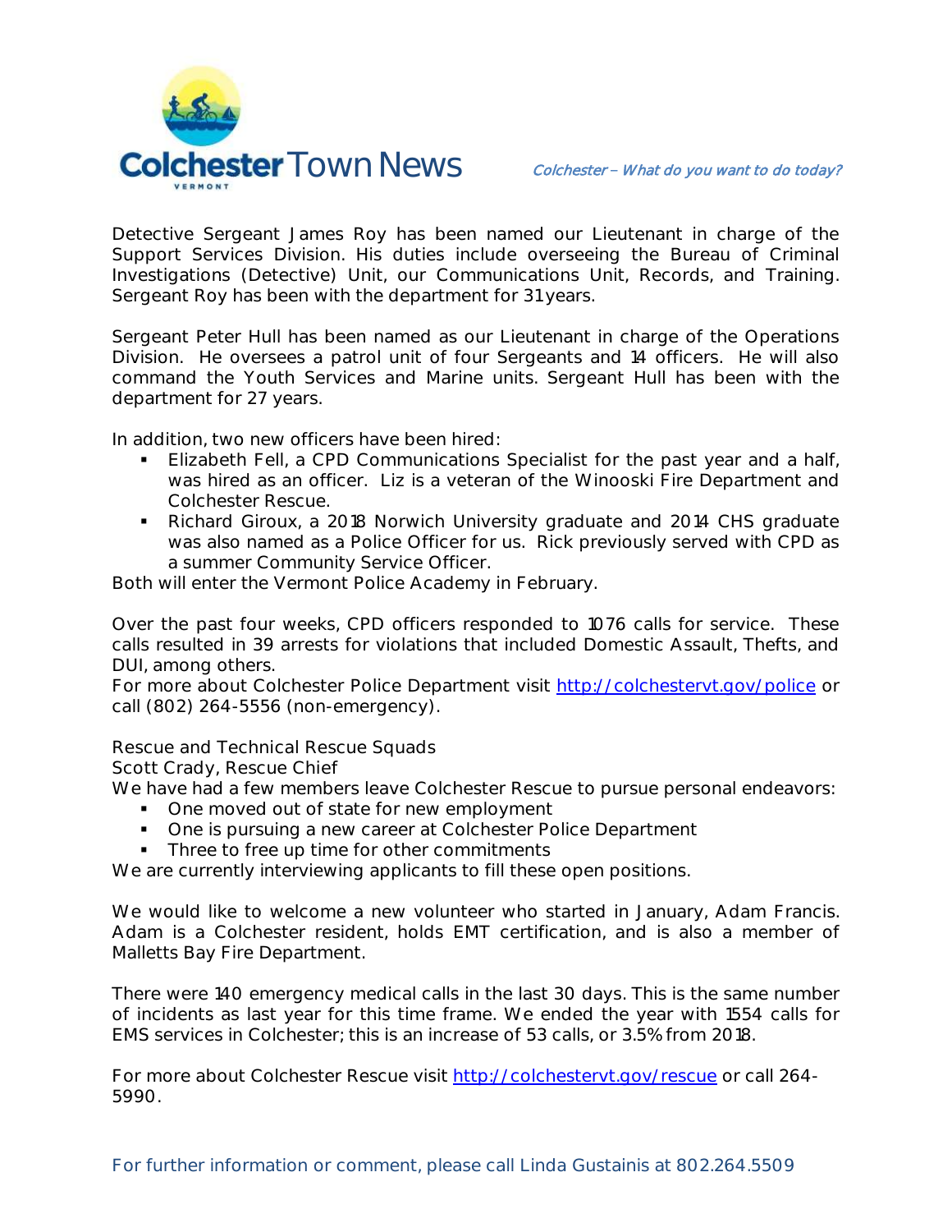Detective Sergeant James Roy has been named our Lieutenant in charge of the Support Services Division. His duties include overseeing the Bureau of Criminal Investigations (Detective) Unit, our Communications Unit, Records, and Training. Sergeant Roy has been with the department for 31 years.

Sergeant Peter Hull has been named as our Lieutenant in charge of the Operations Division. He oversees a patrol unit of four Sergeants and 14 officers. He will also command the Youth Services and Marine units. Sergeant Hull has been with the department for 27 years.

In addition, two new officers have been hired:

- Elizabeth Fell, a CPD Communications Specialist for the past year and a half, was hired as an officer. Liz is a veteran of the Winooski Fire Department and Colchester Rescue.
- Richard Giroux, a 2018 Norwich University graduate and 2014 CHS graduate was also named as a Police Officer for us. Rick previously served with CPD as a summer Community Service Officer.

Both will enter the Vermont Police Academy in February.

Over the past four weeks, CPD officers responded to 1076 calls for service. These calls resulted in 39 arrests for violations that included Domestic Assault, Thefts, and DUI, among others.
For more about Colchester Police Department visit http://colchestervt.gov/police or call (802) 264-5556 (non-emergency).

Rescue and Technical Rescue Squads
Scott Crady, Rescue Chief
We have had a few members leave Colchester Rescue to pursue personal endeavors:

- One moved out of state for new employment
- One is pursuing a new career at Colchester Police Department
- Three to free up time for other commitments

We are currently interviewing applicants to fill these open positions.

We would like to welcome a new volunteer who started in January, Adam Francis. Adam is a Colchester resident, holds EMT certification, and is also a member of Malletts Bay Fire Department.

There were 140 emergency medical calls in the last 30 days. This is the same number of incidents as last year for this time frame. We ended the year with 1554 calls for EMS services in Colchester; this is an increase of 53 calls, or 3.5% from 2018.

For more about Colchester Rescue visit http://colchestervt.gov/rescue or call 264-5990.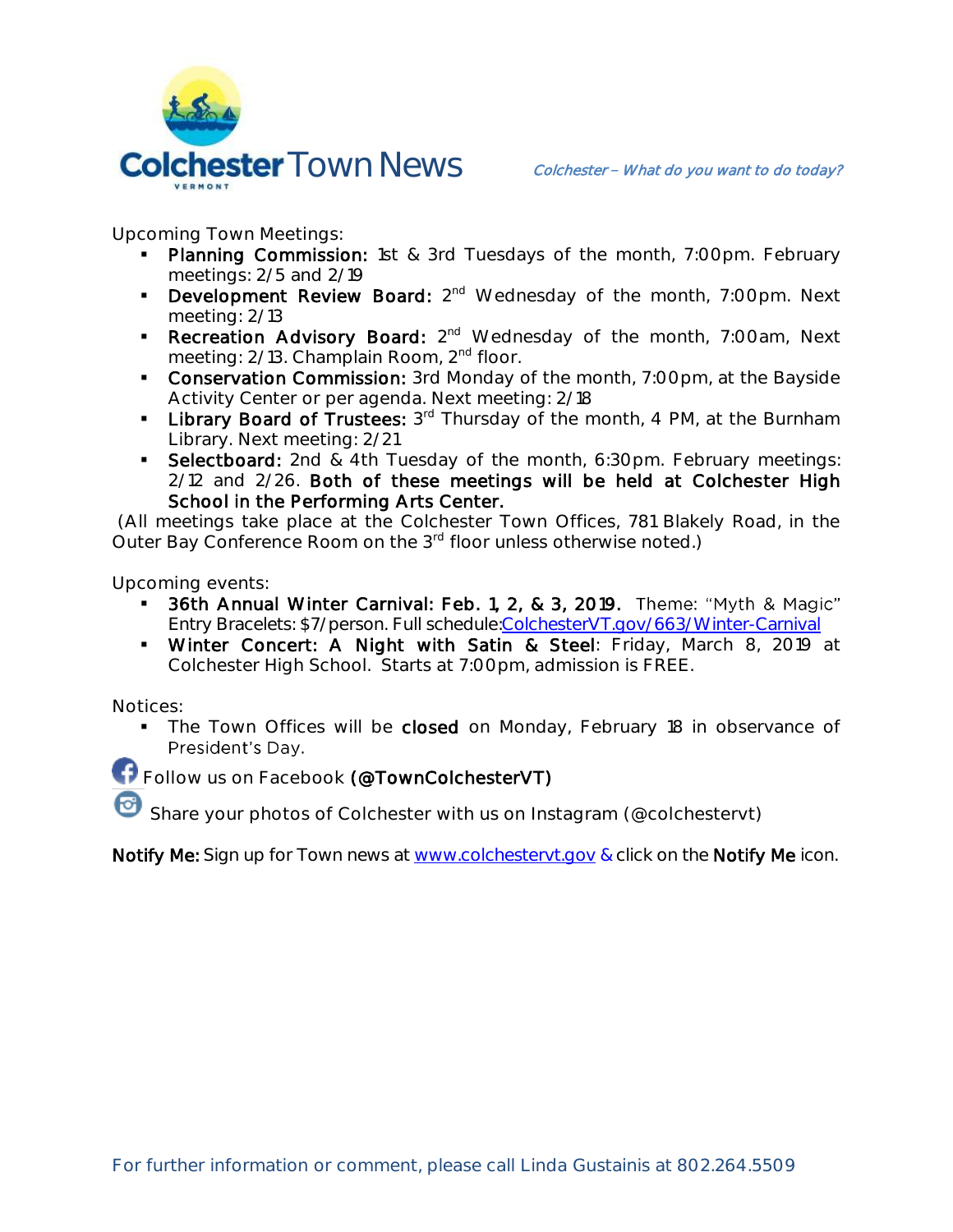# Colchester Town News

VERMONT

*Colchester – What do you want to do today?*

Upcoming Town Meetings:

- **Planning Commission:** 1st & 3rd Tuesdays of the month, 7:00pm. February meetings: 2/5 and 2/19
- **Development Review Board:** 2nd Wednesday of the month, 7:00pm. Next meeting: 2/13
- **Recreation Advisory Board:** 2nd Wednesday of the month, 7:00am, Next meeting: 2/13. Champlain Room, 2nd floor.
- **Conservation Commission:** 3rd Monday of the month, 7:00pm, at the Bayside Activity Center or per agenda. Next meeting: 2/18
- **Library Board of Trustees:** 3rd Thursday of the month, 4 PM, at the Burnham Library. Next meeting: 2/21
- **Selectboard:** 2nd & 4th Tuesday of the month, 6:30pm. February meetings: 2/12 and 2/26. **Both of these meetings will be held at Colchester High School in the Performing Arts Center.**

(All meetings take place at the Colchester Town Offices, 781 Blakely Road, in the Outer Bay Conference Room on the 3rd floor unless otherwise noted.)

Upcoming events:

- **36th Annual Winter Carnival: Feb. 1, 2, & 3, 2019.** Theme: "Myth & Magic" Entry Bracelets: $7/person. Full schedule:[ColchesterVT.gov/663/Winter-Carnival](ColchesterVT.gov/663/Winter-Carnival)
- **Winter Concert: A Night with Satin & Steel**: Friday, March 8, 2019 at Colchester High School. Starts at 7:00pm, admission is FREE.

Notices:

- The Town Offices will be **closed** on Monday, February 18 in observance of President's Day.

Follow us on Facebook **(@TownColchesterVT)**

Share your photos of Colchester with us on Instagram (@colchestervt)

**Notify Me:** Sign up for Town news at [www.colchestervt.gov](www.colchestervt.gov) & click on the **Notify Me** icon.

For further information or comment, please call Linda Gustainis at 802.264.5509